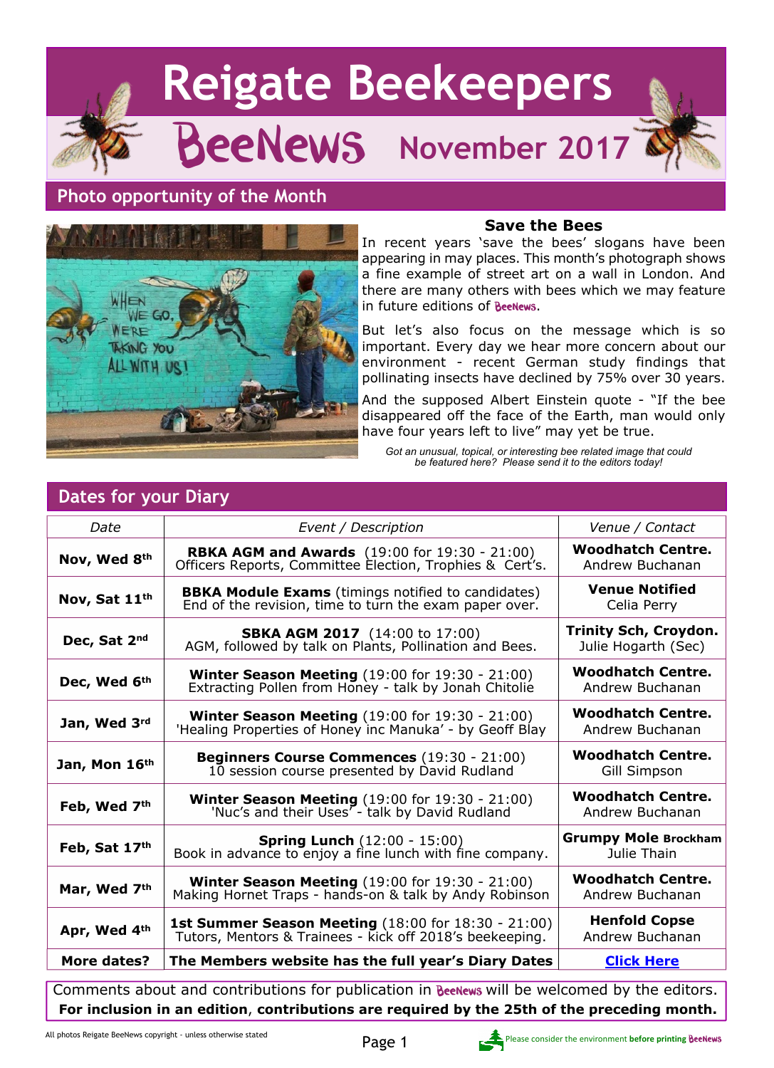# Reigate Beekeepers

## BeeNews November 2017

## Photo opportunity of the Month

### Save the Bees

In recent years 'save the bees' slogans have been appearing in may places. This month's photograph shows a fine example of street art on a wall in London. And there are many others with bees which we may feature in future editions of BeeNews.

But let's also focus on the message which is so important. Every day we hear more concern about our environment - recent German study findings that pollinating insects have declined by 75% over 30 years.

And the supposed Albert Einstein quote - "If the bee disappeared off the face of the Earth, man would only have four years left to live" may yet be true.

*Got an unusual, topical, or interesting bee related image that could be featured here? Please send it to the editors today!*

## Dates for your Diary

| *Date* | *Event / Description* | *Venue / Contact* |
|---|---|---|
| **Nov, Wed 8th** | **RBKA AGM and Awards** (19:00 for 19:30 - 21:00) Officers Reports, Committee Election, Trophies & Cert's. | **Woodhatch Centre.** Andrew Buchanan |
| **Nov, Sat 11th** | **BBKA Module Exams** (timings notified to candidates) End of the revision, time to turn the exam paper over. | **Venue Notified** Celia Perry |
| **Dec, Sat 2nd** | **SBKA AGM 2017** (14:00 to 17:00) AGM, followed by talk on Plants, Pollination and Bees. | **Trinity Sch, Croydon.** Julie Hogarth (Sec) |
| **Dec, Wed 6th** | **Winter Season Meeting** (19:00 for 19:30 - 21:00) Extracting Pollen from Honey - talk by Jonah Chitolie | **Woodhatch Centre.** Andrew Buchanan |
| **Jan, Wed 3rd** | **Winter Season Meeting** (19:00 for 19:30 - 21:00) 'Healing Properties of Honey inc Manuka' - by Geoff Blay | **Woodhatch Centre.** Andrew Buchanan |
| **Jan, Mon 16th** | **Beginners Course Commences** (19:30 - 21:00) 10 session course presented by David Rudland | **Woodhatch Centre.** Gill Simpson |
| **Feb, Wed 7th** | **Winter Season Meeting** (19:00 for 19:30 - 21:00) 'Nuc's and their Uses' - talk by David Rudland | **Woodhatch Centre.** Andrew Buchanan |
| **Feb, Sat 17th** | **Spring Lunch** (12:00 - 15:00) Book in advance to enjoy a fine lunch with fine company. | **Grumpy Mole Brockham** Julie Thain |
| **Mar, Wed 7th** | **Winter Season Meeting** (19:00 for 19:30 - 21:00) Making Hornet Traps - hands-on & talk by Andy Robinson | **Woodhatch Centre.** Andrew Buchanan |
| **Apr, Wed 4th** | **1st Summer Season Meeting** (18:00 for 18:30 - 21:00) Tutors, Mentors & Trainees - kick off 2018's beekeeping. | **Henfold Copse** Andrew Buchanan |
| **More dates?** | **The Members website has the full year's Diary Dates** | **Click Here** |

Comments about and contributions for publication in BeeNews will be welcomed by the editors.
**For inclusion in an edition, contributions are required by the 25th of the preceding month.**

All photos Reigate BeeNews copyright - unless otherwise stated

Please consider the environment **before printing** BeeNews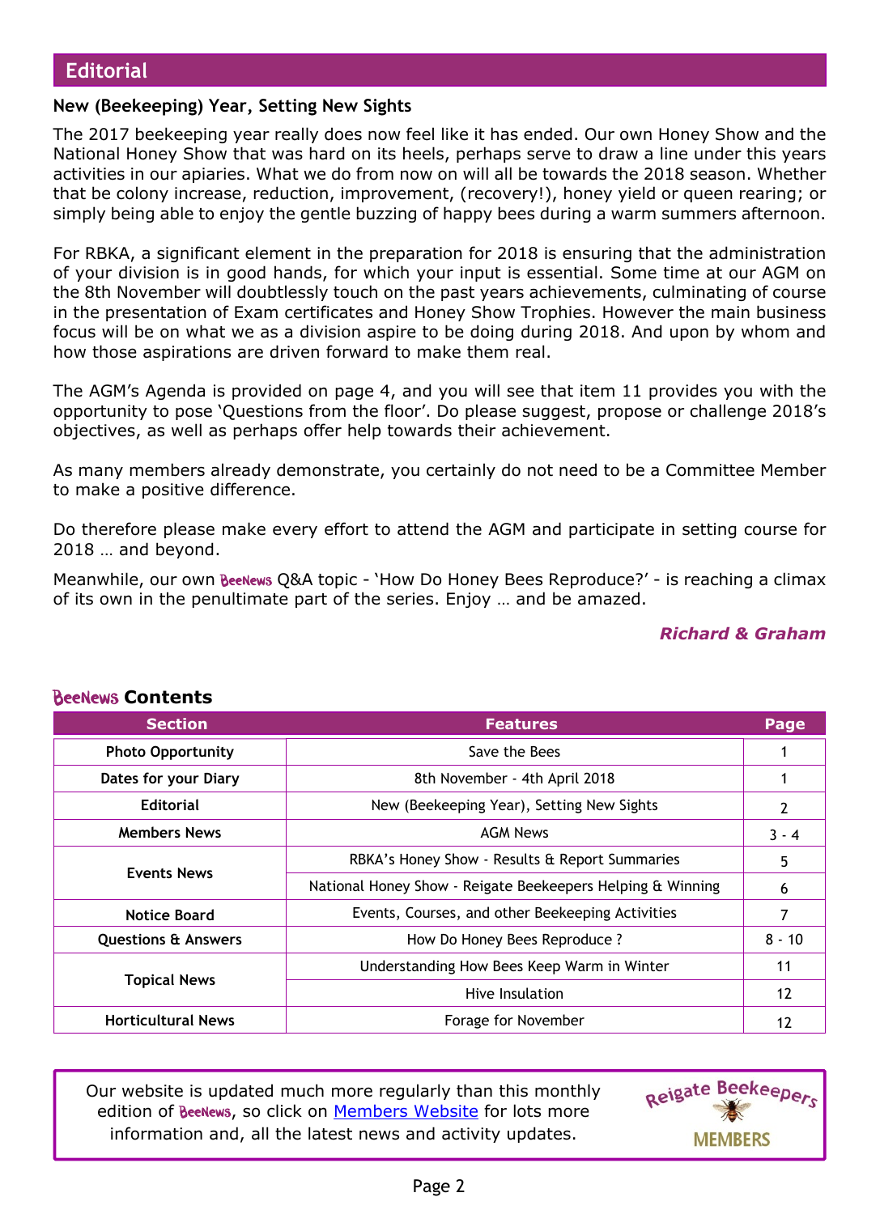## Editorial

### New (Beekeeping) Year, Setting New Sights

The 2017 beekeeping year really does now feel like it has ended. Our own Honey Show and the National Honey Show that was hard on its heels, perhaps serve to draw a line under this years activities in our apiaries. What we do from now on will all be towards the 2018 season. Whether that be colony increase, reduction, improvement, (recovery!), honey yield or queen rearing; or simply being able to enjoy the gentle buzzing of happy bees during a warm summers afternoon.

For RBKA, a significant element in the preparation for 2018 is ensuring that the administration of your division is in good hands, for which your input is essential. Some time at our AGM on the 8th November will doubtlessly touch on the past years achievements, culminating of course in the presentation of Exam certificates and Honey Show Trophies. However the main business focus will be on what we as a division aspire to be doing during 2018. And upon by whom and how those aspirations are driven forward to make them real.

The AGM's Agenda is provided on page 4, and you will see that item 11 provides you with the opportunity to pose 'Questions from the floor'. Do please suggest, propose or challenge 2018's objectives, as well as perhaps offer help towards their achievement.

As many members already demonstrate, you certainly do not need to be a Committee Member to make a positive difference.

Do therefore please make every effort to attend the AGM and participate in setting course for 2018 … and beyond.

Meanwhile, our own BeeNews Q&A topic - 'How Do Honey Bees Reproduce?' - is reaching a climax of its own in the penultimate part of the series. Enjoy … and be amazed.

***Richard & Graham***

### BeeNews Contents

| Section | Features | Page |
|---|---|---|
| Photo Opportunity | Save the Bees | 1 |
| Dates for your Diary | 8th November - 4th April 2018 | 1 |
| Editorial | New (Beekeeping Year), Setting New Sights | 2 |
| Members News | AGM News | 3 - 4 |
| Events News | RBKA's Honey Show - Results & Report Summaries | 5 |
| | National Honey Show - Reigate Beekeepers Helping & Winning | 6 |
| Notice Board | Events, Courses, and other Beekeeping Activities | 7 |
| Questions & Answers | How Do Honey Bees Reproduce ? | 8 - 10 |
| Topical News | Understanding How Bees Keep Warm in Winter | 11 |
| | Hive Insulation | 12 |
| Horticultural News | Forage for November | 12 |

Our website is updated much more regularly than this monthly edition of BeeNews, so click on Members Website for lots more information and, all the latest news and activity updates.

Reigate Beekeepers MEMBERS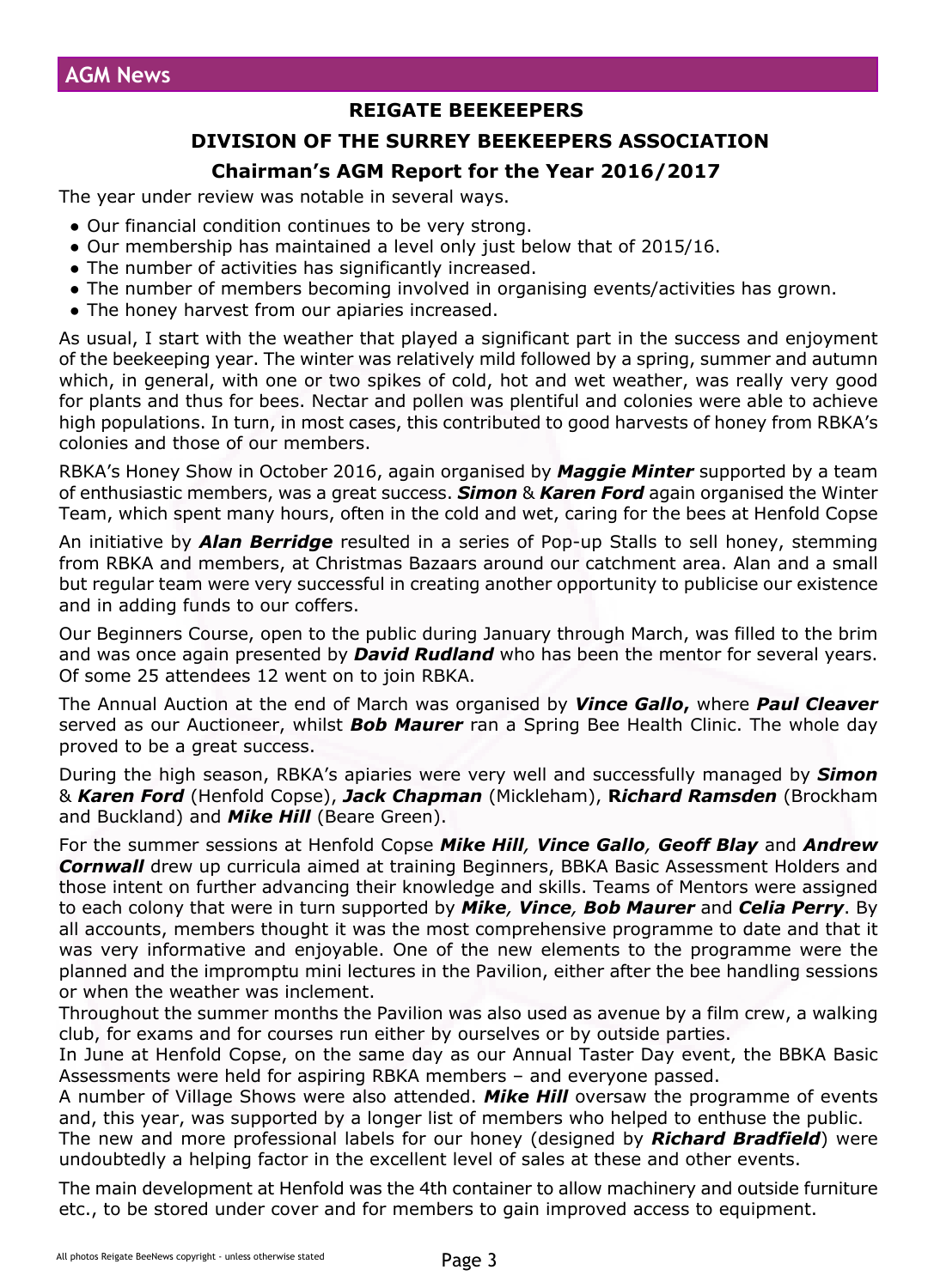## AGM News

### REIGATE BEEKEEPERS

### DIVISION OF THE SURREY BEEKEEPERS ASSOCIATION

### Chairman's AGM Report for the Year 2016/2017

The year under review was notable in several ways.

- Our financial condition continues to be very strong.
- Our membership has maintained a level only just below that of 2015/16.
- The number of activities has significantly increased.
- The number of members becoming involved in organising events/activities has grown.
- The honey harvest from our apiaries increased.

As usual, I start with the weather that played a significant part in the success and enjoyment of the beekeeping year. The winter was relatively mild followed by a spring, summer and autumn which, in general, with one or two spikes of cold, hot and wet weather, was really very good for plants and thus for bees. Nectar and pollen was plentiful and colonies were able to achieve high populations. In turn, in most cases, this contributed to good harvests of honey from RBKA's colonies and those of our members.

RBKA's Honey Show in October 2016, again organised by ***Maggie Minter*** supported by a team of enthusiastic members, was a great success. ***Simon*** & ***Karen Ford*** again organised the Winter Team, which spent many hours, often in the cold and wet, caring for the bees at Henfold Copse

An initiative by ***Alan Berridge*** resulted in a series of Pop-up Stalls to sell honey, stemming from RBKA and members, at Christmas Bazaars around our catchment area. Alan and a small but regular team were very successful in creating another opportunity to publicise our existence and in adding funds to our coffers.

Our Beginners Course, open to the public during January through March, was filled to the brim and was once again presented by ***David Rudland*** who has been the mentor for several years. Of some 25 attendees 12 went on to join RBKA.

The Annual Auction at the end of March was organised by ***Vince Gallo***, where ***Paul Cleaver*** served as our Auctioneer, whilst ***Bob Maurer*** ran a Spring Bee Health Clinic. The whole day proved to be a great success.

During the high season, RBKA's apiaries were very well and successfully managed by ***Simon*** & ***Karen Ford*** (Henfold Copse), ***Jack Chapman*** (Mickleham), ***Richard Ramsden*** (Brockham and Buckland) and ***Mike Hill*** (Beare Green).

For the summer sessions at Henfold Copse ***Mike Hill**, **Vince Gallo**, **Geoff Blay*** and ***Andrew Cornwall*** drew up curricula aimed at training Beginners, BBKA Basic Assessment Holders and those intent on further advancing their knowledge and skills. Teams of Mentors were assigned to each colony that were in turn supported by ***Mike**, **Vince**, **Bob Maurer*** and ***Celia Perry***. By all accounts, members thought it was the most comprehensive programme to date and that it was very informative and enjoyable. One of the new elements to the programme were the planned and the impromptu mini lectures in the Pavilion, either after the bee handling sessions or when the weather was inclement.

Throughout the summer months the Pavilion was also used as avenue by a film crew, a walking club, for exams and for courses run either by ourselves or by outside parties.

In June at Henfold Copse, on the same day as our Annual Taster Day event, the BBKA Basic Assessments were held for aspiring RBKA members – and everyone passed.

A number of Village Shows were also attended. ***Mike Hill*** oversaw the programme of events and, this year, was supported by a longer list of members who helped to enthuse the public.

The new and more professional labels for our honey (designed by ***Richard Bradfield***) were undoubtedly a helping factor in the excellent level of sales at these and other events.

The main development at Henfold was the 4th container to allow machinery and outside furniture etc., to be stored under cover and for members to gain improved access to equipment.

All photos Reigate BeeNews copyright - unless otherwise stated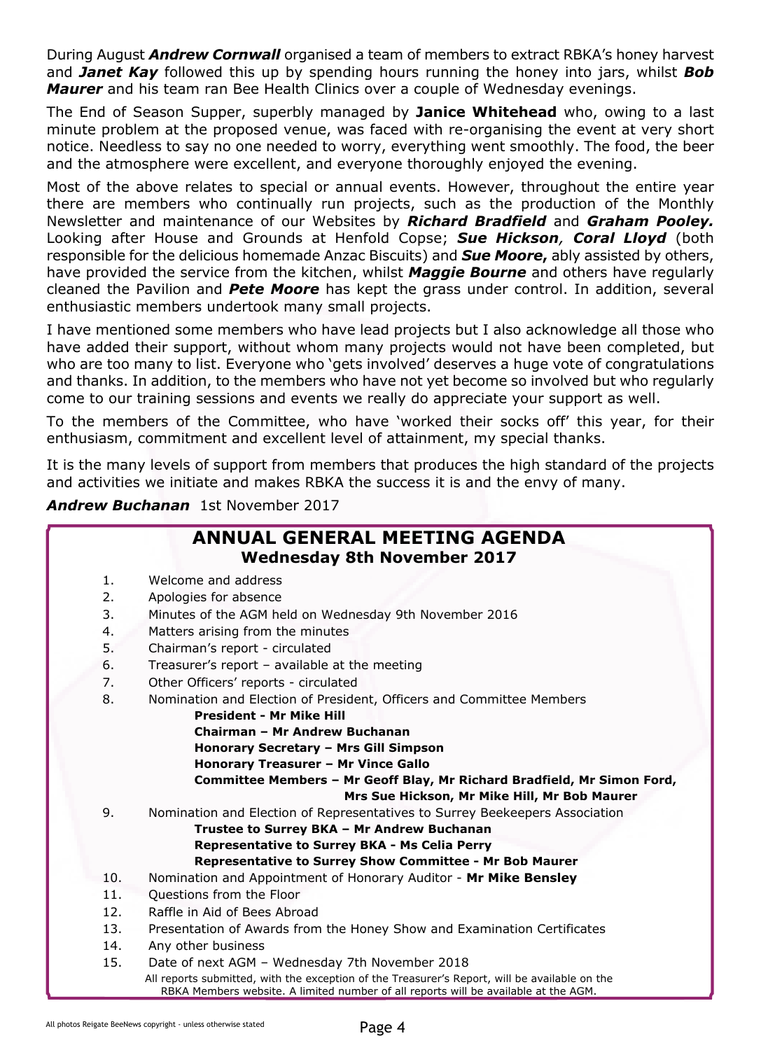During August ***Andrew Cornwall*** organised a team of members to extract RBKA's honey harvest and ***Janet Kay*** followed this up by spending hours running the honey into jars, whilst ***Bob Maurer*** and his team ran Bee Health Clinics over a couple of Wednesday evenings.

The End of Season Supper, superbly managed by **Janice Whitehead** who, owing to a last minute problem at the proposed venue, was faced with re-organising the event at very short notice. Needless to say no one needed to worry, everything went smoothly. The food, the beer and the atmosphere were excellent, and everyone thoroughly enjoyed the evening.

Most of the above relates to special or annual events. However, throughout the entire year there are members who continually run projects, such as the production of the Monthly Newsletter and maintenance of our Websites by ***Richard Bradfield*** and ***Graham Pooley.*** Looking after House and Grounds at Henfold Copse; ***Sue Hickson**, **Coral Lloyd*** (both responsible for the delicious homemade Anzac Biscuits) and ***Sue Moore*,** ably assisted by others, have provided the service from the kitchen, whilst ***Maggie Bourne*** and others have regularly cleaned the Pavilion and ***Pete Moore*** has kept the grass under control. In addition, several enthusiastic members undertook many small projects.

I have mentioned some members who have lead projects but I also acknowledge all those who have added their support, without whom many projects would not have been completed, but who are too many to list. Everyone who 'gets involved' deserves a huge vote of congratulations and thanks. In addition, to the members who have not yet become so involved but who regularly come to our training sessions and events we really do appreciate your support as well.

To the members of the Committee, who have 'worked their socks off' this year, for their enthusiasm, commitment and excellent level of attainment, my special thanks.

It is the many levels of support from members that produces the high standard of the projects and activities we initiate and makes RBKA the success it is and the envy of many.

***Andrew Buchanan*** 1st November 2017

## ANNUAL GENERAL MEETING AGENDA

### Wednesday 8th November 2017

1. Welcome and address
2. Apologies for absence
3. Minutes of the AGM held on Wednesday 9th November 2016
4. Matters arising from the minutes
5. Chairman's report - circulated
6. Treasurer's report – available at the meeting
7. Other Officers' reports - circulated
8. Nomination and Election of President, Officers and Committee Members
   - **President - Mr Mike Hill**
   - **Chairman – Mr Andrew Buchanan**
   - **Honorary Secretary – Mrs Gill Simpson**
   - **Honorary Treasurer – Mr Vince Gallo**
   - **Committee Members – Mr Geoff Blay, Mr Richard Bradfield, Mr Simon Ford, Mrs Sue Hickson, Mr Mike Hill, Mr Bob Maurer**
9. Nomination and Election of Representatives to Surrey Beekeepers Association
   - **Trustee to Surrey BKA – Mr Andrew Buchanan**
   - **Representative to Surrey BKA - Ms Celia Perry**
   - **Representative to Surrey Show Committee - Mr Bob Maurer**
10. Nomination and Appointment of Honorary Auditor - **Mr Mike Bensley**
11. Questions from the Floor
12. Raffle in Aid of Bees Abroad
13. Presentation of Awards from the Honey Show and Examination Certificates
14. Any other business
15. Date of next AGM – Wednesday 7th November 2018

All reports submitted, with the exception of the Treasurer's Report, will be available on the RBKA Members website. A limited number of all reports will be available at the AGM.

All photos Reigate BeeNews copyright - unless otherwise stated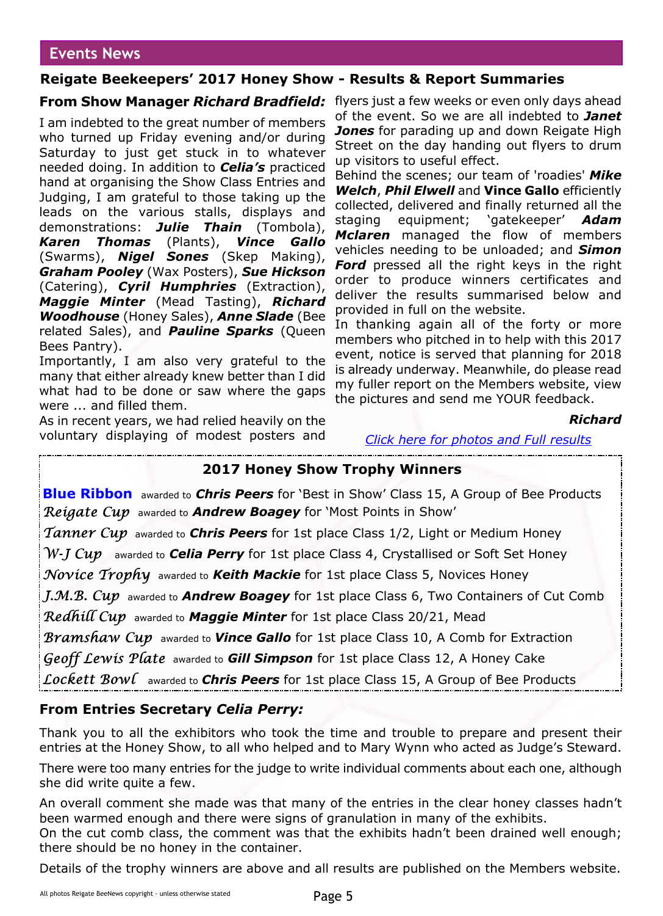## Events News

### Reigate Beekeepers' 2017 Honey Show - Results & Report Summaries

**From Show Manager *Richard Bradfield:***

I am indebted to the great number of members who turned up Friday evening and/or during Saturday to just get stuck in to whatever needed doing. In addition to ***Celia's*** practiced hand at organising the Show Class Entries and Judging, I am grateful to those taking up the leads on the various stalls, displays and demonstrations: ***Julie Thain*** (Tombola), ***Karen Thomas*** (Plants), ***Vince Gallo*** (Swarms), ***Nigel Sones*** (Skep Making), ***Graham Pooley*** (Wax Posters), ***Sue Hickson*** (Catering), ***Cyril Humphries*** (Extraction), ***Maggie Minter*** (Mead Tasting), ***Richard Woodhouse*** (Honey Sales), ***Anne Slade*** (Bee related Sales), and ***Pauline Sparks*** (Queen Bees Pantry).

Importantly, I am also very grateful to the many that either already knew better than I did what had to be done or saw where the gaps were ... and filled them.

As in recent years, we had relied heavily on the voluntary displaying of modest posters and flyers just a few weeks or even only days ahead of the event. So we are all indebted to ***Janet Jones*** for parading up and down Reigate High Street on the day handing out flyers to drum up visitors to useful effect.

Behind the scenes; our team of 'roadies' ***Mike Welch***, ***Phil Elwell*** and **Vince Gallo** efficiently collected, delivered and finally returned all the staging equipment; 'gatekeeper' ***Adam Mclaren*** managed the flow of members vehicles needing to be unloaded; and ***Simon Ford*** pressed all the right keys in the right order to produce winners certificates and deliver the results summarised below and provided in full on the website.

In thanking again all of the forty or more members who pitched in to help with this 2017 event, notice is served that planning for 2018 is already underway. Meanwhile, do please read my fuller report on the Members website, view the pictures and send me YOUR feedback.

***Richard***

*Click here for photos and Full results*

### 2017 Honey Show Trophy Winners

**Blue Ribbon** awarded to ***Chris Peers*** for 'Best in Show' Class 15, A Group of Bee Products

*Reigate Cup* awarded to ***Andrew Boagey*** for 'Most Points in Show'

*Tanner Cup* awarded to ***Chris Peers*** for 1st place Class 1/2, Light or Medium Honey

*W-J Cup* awarded to ***Celia Perry*** for 1st place Class 4, Crystallised or Soft Set Honey

*Novice Trophy* awarded to ***Keith Mackie*** for 1st place Class 5, Novices Honey

*J.M.B. Cup* awarded to ***Andrew Boagey*** for 1st place Class 6, Two Containers of Cut Comb

*Redhill Cup* awarded to ***Maggie Minter*** for 1st place Class 20/21, Mead

*Bramshaw Cup* awarded to ***Vince Gallo*** for 1st place Class 10, A Comb for Extraction

*Geoff Lewis Plate* awarded to ***Gill Simpson*** for 1st place Class 12, A Honey Cake

*Lockett Bowl* awarded to ***Chris Peers*** for 1st place Class 15, A Group of Bee Products

### From Entries Secretary *Celia Perry:*

Thank you to all the exhibitors who took the time and trouble to prepare and present their entries at the Honey Show, to all who helped and to Mary Wynn who acted as Judge's Steward.

There were too many entries for the judge to write individual comments about each one, although she did write quite a few.

An overall comment she made was that many of the entries in the clear honey classes hadn't been warmed enough and there were signs of granulation in many of the exhibits.

On the cut comb class, the comment was that the exhibits hadn't been drained well enough; there should be no honey in the container.

Details of the trophy winners are above and all results are published on the Members website.

All photos Reigate BeeNews copyright - unless otherwise stated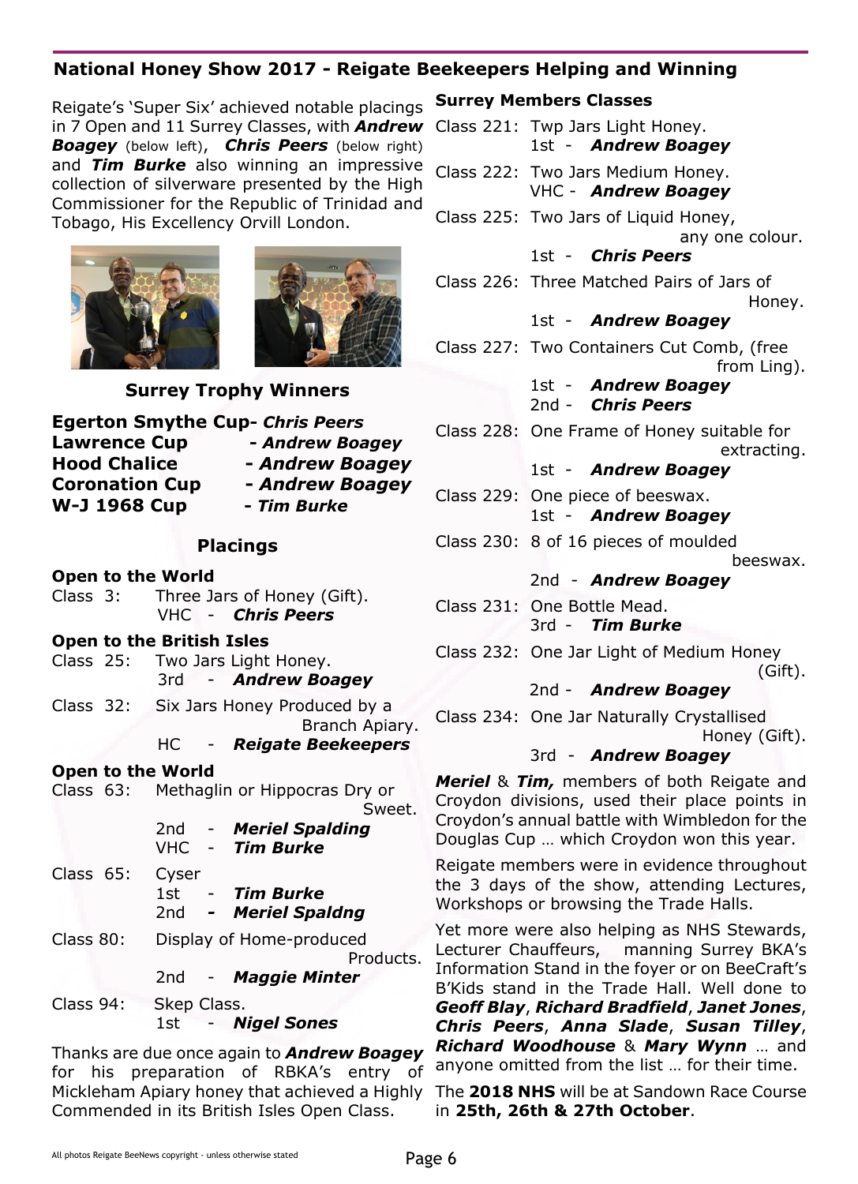## National Honey Show 2017 - Reigate Beekeepers Helping and Winning

Reigate's 'Super Six' achieved notable placings in 7 Open and 11 Surrey Classes, with ***Andrew Boagey*** (below left), ***Chris Peers*** (below right) and ***Tim Burke*** also winning an impressive collection of silverware presented by the High Commissioner for the Republic of Trinidad and Tobago, His Excellency Orvill London.

### Surrey Trophy Winners

**Egerton Smythe Cup**- ***Chris Peers***
**Lawrence Cup** - ***Andrew Boagey***
**Hood Chalice** - ***Andrew Boagey***
**Coronation Cup** - ***Andrew Boagey***
**W-J 1968 Cup** - ***Tim Burke***

### Placings

**Open to the World**

Class 3: Three Jars of Honey (Gift).
VHC - ***Chris Peers***

**Open to the British Isles**

Class 25: Two Jars Light Honey.
3rd - ***Andrew Boagey***

Class 32: Six Jars Honey Produced by a Branch Apiary.
HC - ***Reigate Beekeepers***

**Open to the World**

Class 63: Methaglin or Hippocras Dry or Sweet.
2nd - ***Meriel Spalding***
VHC - ***Tim Burke***

Class 65: Cyser
1st - ***Tim Burke***
2nd - ***Meriel Spaldng***

Class 80: Display of Home-produced Products.
2nd - ***Maggie Minter***

Class 94: Skep Class.
1st - ***Nigel Sones***

Thanks are due once again to ***Andrew Boagey*** for his preparation of RBKA's entry of Mickleham Apiary honey that achieved a Highly Commended in its British Isles Open Class.

**Surrey Members Classes**

Class 221: Twp Jars Light Honey.
1st - ***Andrew Boagey***

Class 222: Two Jars Medium Honey.
VHC - ***Andrew Boagey***

Class 225: Two Jars of Liquid Honey, any one colour.
1st - ***Chris Peers***

Class 226: Three Matched Pairs of Jars of Honey.
1st - ***Andrew Boagey***

Class 227: Two Containers Cut Comb, (free from Ling).
1st - ***Andrew Boagey***
2nd - ***Chris Peers***

Class 228: One Frame of Honey suitable for extracting.
1st - ***Andrew Boagey***

Class 229: One piece of beeswax.
1st - ***Andrew Boagey***

Class 230: 8 of 16 pieces of moulded beeswax.
2nd - ***Andrew Boagey***

Class 231: One Bottle Mead.
3rd - ***Tim Burke***

Class 232: One Jar Light of Medium Honey (Gift).
2nd - ***Andrew Boagey***

Class 234: One Jar Naturally Crystallised Honey (Gift).
3rd - ***Andrew Boagey***

***Meriel*** & ***Tim,*** members of both Reigate and Croydon divisions, used their place points in Croydon's annual battle with Wimbledon for the Douglas Cup … which Croydon won this year.

Reigate members were in evidence throughout the 3 days of the show, attending Lectures, Workshops or browsing the Trade Halls.

Yet more were also helping as NHS Stewards, Lecturer Chauffeurs, manning Surrey BKA's Information Stand in the foyer or on BeeCraft's B'Kids stand in the Trade Hall. Well done to ***Geoff Blay***, ***Richard Bradfield***, ***Janet Jones***, ***Chris Peers***, ***Anna Slade***, ***Susan Tilley***, ***Richard Woodhouse*** & ***Mary Wynn*** … and anyone omitted from the list … for their time.

The **2018 NHS** will be at Sandown Race Course in **25th, 26th & 27th October**.

All photos Reigate BeeNews copyright - unless otherwise stated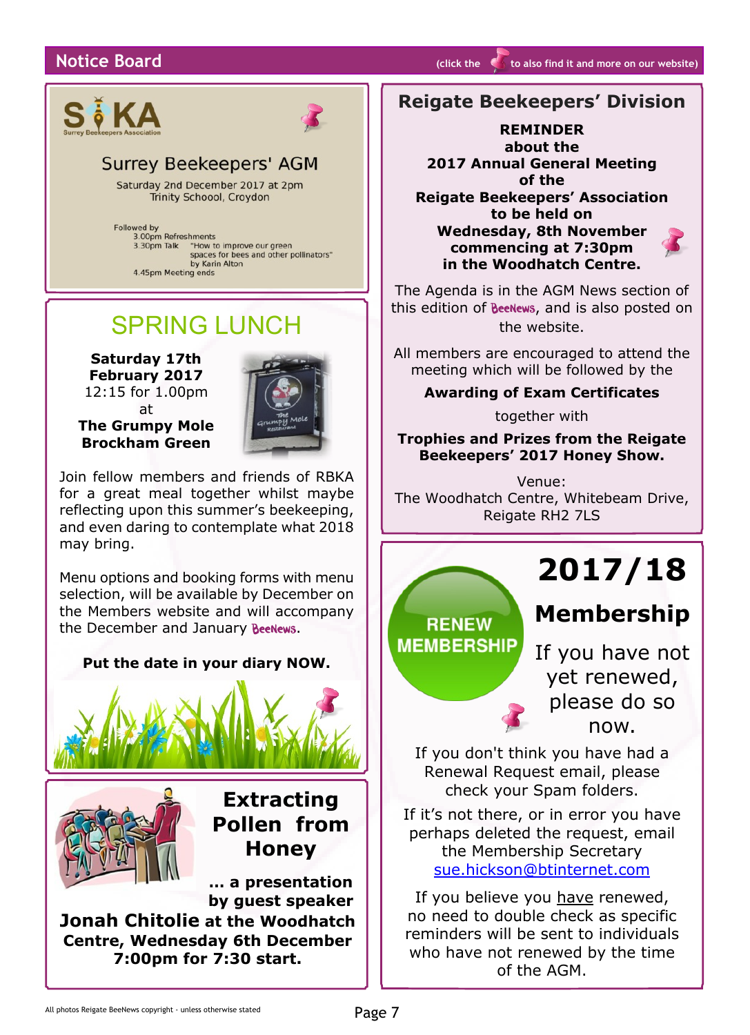## Notice Board

(click the pin to also find it and more on our website)

SBKA
Surrey Beekeepers Association

### Surrey Beekeepers' AGM

Saturday 2nd December 2017 at 2pm
Trinity Schoool, Croydon

Followed by
3.00pm Refreshments
3.30pm Talk "How to improve our green spaces for bees and other pollinators" by Karin Alton
4.45pm Meeting ends

## SPRING LUNCH

**Saturday 17th February 2017**
12:15 for 1.00pm
at
**The Grumpy Mole**
**Brockham Green**

Join fellow members and friends of RBKA for a great meal together whilst maybe reflecting upon this summer's beekeeping, and even daring to contemplate what 2018 may bring.

Menu options and booking forms with menu selection, will be available by December on the Members website and will accompany the December and January BeeNews.

**Put the date in your diary NOW.**

## Extracting Pollen from Honey

**... a presentation by guest speaker**
**Jonah Chitolie at the Woodhatch Centre, Wednesday 6th December 7:00pm for 7:30 start.**

## Reigate Beekeepers' Division

**REMINDER**
**about the**
**2017 Annual General Meeting**
**of the**
**Reigate Beekeepers' Association**
**to be held on**
**Wednesday, 8th November**
**commencing at 7:30pm**
**in the Woodhatch Centre.**

The Agenda is in the AGM News section of this edition of BeeNews, and is also posted on the website.

All members are encouraged to attend the meeting which will be followed by the

**Awarding of Exam Certificates**

together with

**Trophies and Prizes from the Reigate Beekeepers' 2017 Honey Show.**

Venue:
The Woodhatch Centre, Whitebeam Drive, Reigate RH2 7LS

## 2017/18

### Membership

RENEW MEMBERSHIP

If you have not yet renewed, please do so now.

If you don't think you have had a Renewal Request email, please check your Spam folders.

If it's not there, or in error you have perhaps deleted the request, email the Membership Secretary sue.hickson@btinternet.com

If you believe you have renewed, no need to double check as specific reminders will be sent to individuals who have not renewed by the time of the AGM.

All photos Reigate BeeNews copyright - unless otherwise stated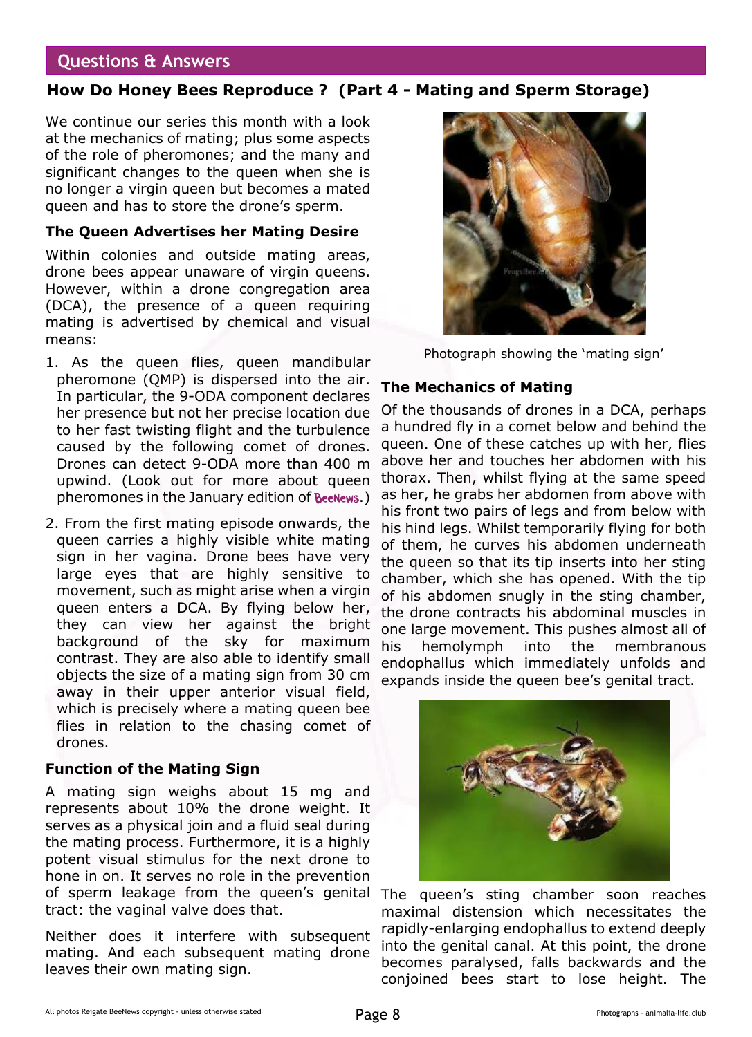## Questions & Answers

### How Do Honey Bees Reproduce ? (Part 4 - Mating and Sperm Storage)

We continue our series this month with a look at the mechanics of mating; plus some aspects of the role of pheromones; and the many and significant changes to the queen when she is no longer a virgin queen but becomes a mated queen and has to store the drone's sperm.

**The Queen Advertises her Mating Desire**

Within colonies and outside mating areas, drone bees appear unaware of virgin queens. However, within a drone congregation area (DCA), the presence of a queen requiring mating is advertised by chemical and visual means:

1. As the queen flies, queen mandibular pheromone (QMP) is dispersed into the air. In particular, the 9-ODA component declares her presence but not her precise location due to her fast twisting flight and the turbulence caused by the following comet of drones. Drones can detect 9-ODA more than 400 m upwind. (Look out for more about queen pheromones in the January edition of BeeNews.)
2. From the first mating episode onwards, the queen carries a highly visible white mating sign in her vagina. Drone bees have very large eyes that are highly sensitive to movement, such as might arise when a virgin queen enters a DCA. By flying below her, they can view her against the bright background of the sky for maximum contrast. They are also able to identify small objects the size of a mating sign from 30 cm away in their upper anterior visual field, which is precisely where a mating queen bee flies in relation to the chasing comet of drones.

**Function of the Mating Sign**

A mating sign weighs about 15 mg and represents about 10% the drone weight. It serves as a physical join and a fluid seal during the mating process. Furthermore, it is a highly potent visual stimulus for the next drone to home in on. It serves no role in the prevention of sperm leakage from the queen's genital tract: the vaginal valve does that.

Neither does it interfere with subsequent mating. And each subsequent mating drone leaves their own mating sign.

Photograph showing the 'mating sign'

**The Mechanics of Mating**

Of the thousands of drones in a DCA, perhaps a hundred fly in a comet below and behind the queen. One of these catches up with her, flies above her and touches her abdomen with his thorax. Then, whilst flying at the same speed as her, he grabs her abdomen from above with his front two pairs of legs and from below with his hind legs. Whilst temporarily flying for both of them, he curves his abdomen underneath the queen so that its tip inserts into her sting chamber, which she has opened. With the tip of his abdomen snugly in the sting chamber, the drone contracts his abdominal muscles in one large movement. This pushes almost all of his hemolymph into the membranous endophallus which immediately unfolds and expands inside the queen bee's genital tract.

The queen's sting chamber soon reaches maximal distension which necessitates the rapidly-enlarging endophallus to extend deeply into the genital canal. At this point, the drone becomes paralysed, falls backwards and the conjoined bees start to lose height. The

All photos Reigate BeeNews copyright - unless otherwise stated

Photographs - animalia-life.club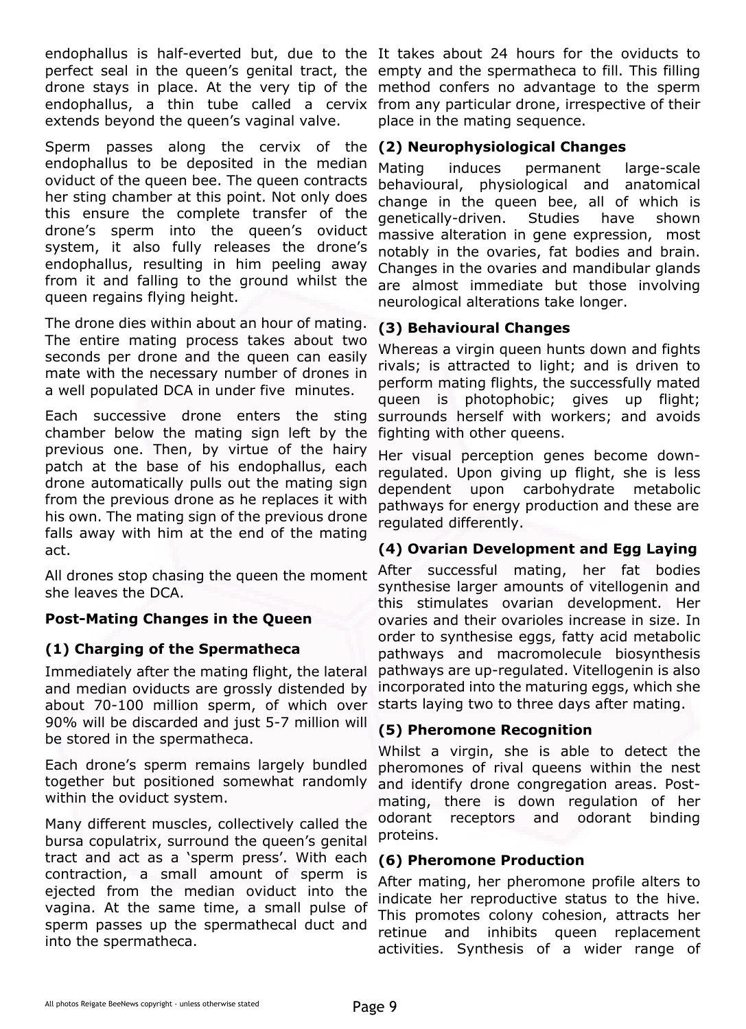endophallus is half-everted but, due to the perfect seal in the queen's genital tract, the drone stays in place. At the very tip of the endophallus, a thin tube called a cervix extends beyond the queen's vaginal valve.

Sperm passes along the cervix of the endophallus to be deposited in the median oviduct of the queen bee. The queen contracts her sting chamber at this point. Not only does this ensure the complete transfer of the drone's sperm into the queen's oviduct system, it also fully releases the drone's endophallus, resulting in him peeling away from it and falling to the ground whilst the queen regains flying height.

The drone dies within about an hour of mating. The entire mating process takes about two seconds per drone and the queen can easily mate with the necessary number of drones in a well populated DCA in under five minutes.

Each successive drone enters the sting chamber below the mating sign left by the previous one. Then, by virtue of the hairy patch at the base of his endophallus, each drone automatically pulls out the mating sign from the previous drone as he replaces it with his own. The mating sign of the previous drone falls away with him at the end of the mating act.

All drones stop chasing the queen the moment she leaves the DCA.

**Post-Mating Changes in the Queen**

**(1) Charging of the Spermatheca**

Immediately after the mating flight, the lateral and median oviducts are grossly distended by about 70-100 million sperm, of which over 90% will be discarded and just 5-7 million will be stored in the spermatheca.

Each drone's sperm remains largely bundled together but positioned somewhat randomly within the oviduct system.

Many different muscles, collectively called the bursa copulatrix, surround the queen's genital tract and act as a 'sperm press'. With each contraction, a small amount of sperm is ejected from the median oviduct into the vagina. At the same time, a small pulse of sperm passes up the spermathecal duct and into the spermatheca.

It takes about 24 hours for the oviducts to empty and the spermatheca to fill. This filling method confers no advantage to the sperm from any particular drone, irrespective of their place in the mating sequence.

**(2) Neurophysiological Changes**

Mating induces permanent large-scale behavioural, physiological and anatomical change in the queen bee, all of which is genetically-driven. Studies have shown massive alteration in gene expression, most notably in the ovaries, fat bodies and brain. Changes in the ovaries and mandibular glands are almost immediate but those involving neurological alterations take longer.

**(3) Behavioural Changes**

Whereas a virgin queen hunts down and fights rivals; is attracted to light; and is driven to perform mating flights, the successfully mated queen is photophobic; gives up flight; surrounds herself with workers; and avoids fighting with other queens.

Her visual perception genes become down-regulated. Upon giving up flight, she is less dependent upon carbohydrate metabolic pathways for energy production and these are regulated differently.

**(4) Ovarian Development and Egg Laying**

After successful mating, her fat bodies synthesise larger amounts of vitellogenin and this stimulates ovarian development. Her ovaries and their ovarioles increase in size. In order to synthesise eggs, fatty acid metabolic pathways and macromolecule biosynthesis pathways are up-regulated. Vitellogenin is also incorporated into the maturing eggs, which she starts laying two to three days after mating.

**(5) Pheromone Recognition**

Whilst a virgin, she is able to detect the pheromones of rival queens within the nest and identify drone congregation areas. Post-mating, there is down regulation of her odorant receptors and odorant binding proteins.

**(6) Pheromone Production**

After mating, her pheromone profile alters to indicate her reproductive status to the hive. This promotes colony cohesion, attracts her retinue and inhibits queen replacement activities. Synthesis of a wider range of

All photos Reigate BeeNews copyright - unless otherwise stated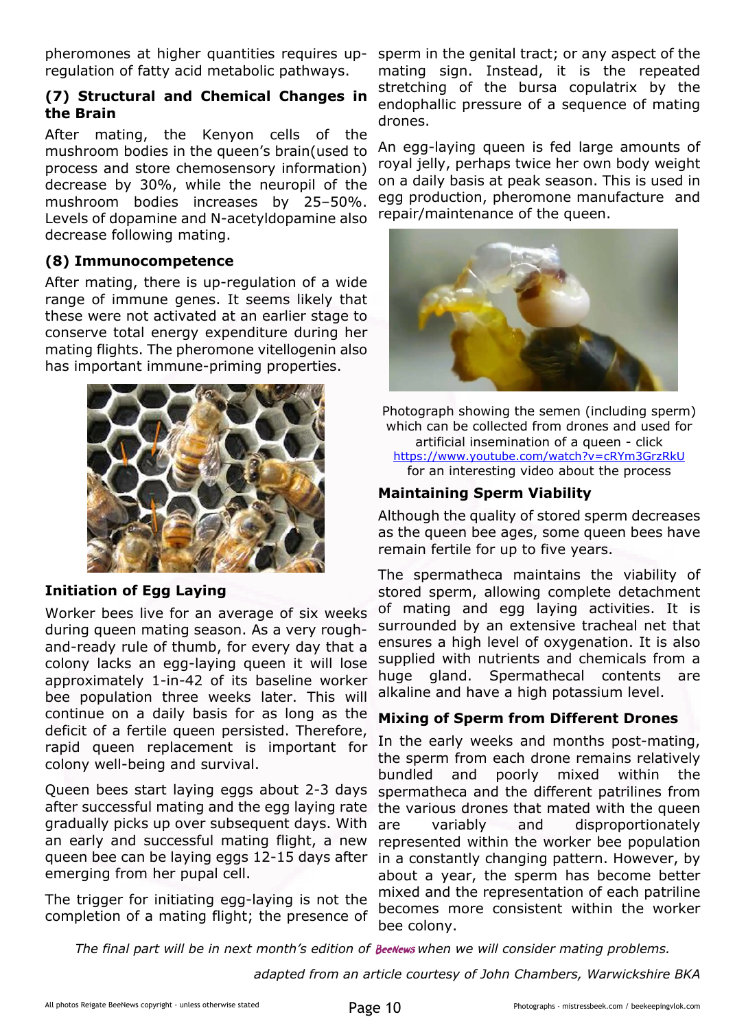pheromones at higher quantities requires up-regulation of fatty acid metabolic pathways.

### (7) Structural and Chemical Changes in the Brain

After mating, the Kenyon cells of the mushroom bodies in the queen's brain(used to process and store chemosensory information) decrease by 30%, while the neuropil of the mushroom bodies increases by 25–50%. Levels of dopamine and N-acetyldopamine also decrease following mating.

### (8) Immunocompetence

After mating, there is up-regulation of a wide range of immune genes. It seems likely that these were not activated at an earlier stage to conserve total energy expenditure during her mating flights. The pheromone vitellogenin also has important immune-priming properties.

### Initiation of Egg Laying

Worker bees live for an average of six weeks during queen mating season. As a very rough-and-ready rule of thumb, for every day that a colony lacks an egg-laying queen it will lose approximately 1-in-42 of its baseline worker bee population three weeks later. This will continue on a daily basis for as long as the deficit of a fertile queen persisted. Therefore, rapid queen replacement is important for colony well-being and survival.

Queen bees start laying eggs about 2-3 days after successful mating and the egg laying rate gradually picks up over subsequent days. With an early and successful mating flight, a new queen bee can be laying eggs 12-15 days after emerging from her pupal cell.

The trigger for initiating egg-laying is not the completion of a mating flight; the presence of sperm in the genital tract; or any aspect of the mating sign. Instead, it is the repeated stretching of the bursa copulatrix by the endophallic pressure of a sequence of mating drones.

An egg-laying queen is fed large amounts of royal jelly, perhaps twice her own body weight on a daily basis at peak season. This is used in egg production, pheromone manufacture and repair/maintenance of the queen.

Photograph showing the semen (including sperm) which can be collected from drones and used for artificial insemination of a queen - click https://www.youtube.com/watch?v=cRYm3GrzRkU for an interesting video about the process

### Maintaining Sperm Viability

Although the quality of stored sperm decreases as the queen bee ages, some queen bees have remain fertile for up to five years.

The spermatheca maintains the viability of stored sperm, allowing complete detachment of mating and egg laying activities. It is surrounded by an extensive tracheal net that ensures a high level of oxygenation. It is also supplied with nutrients and chemicals from a huge gland. Spermathecal contents are alkaline and have a high potassium level.

### Mixing of Sperm from Different Drones

In the early weeks and months post-mating, the sperm from each drone remains relatively bundled and poorly mixed within the spermatheca and the different patrilines from the various drones that mated with the queen are variably and disproportionately represented within the worker bee population in a constantly changing pattern. However, by about a year, the sperm has become better mixed and the representation of each patriline becomes more consistent within the worker bee colony.

*The final part will be in next month's edition of BeeNews when we will consider mating problems.*

*adapted from an article courtesy of John Chambers, Warwickshire BKA*

All photos Reigate BeeNews copyright - unless otherwise stated

Photographs - mistressbeek.com / beekeepingvlok.com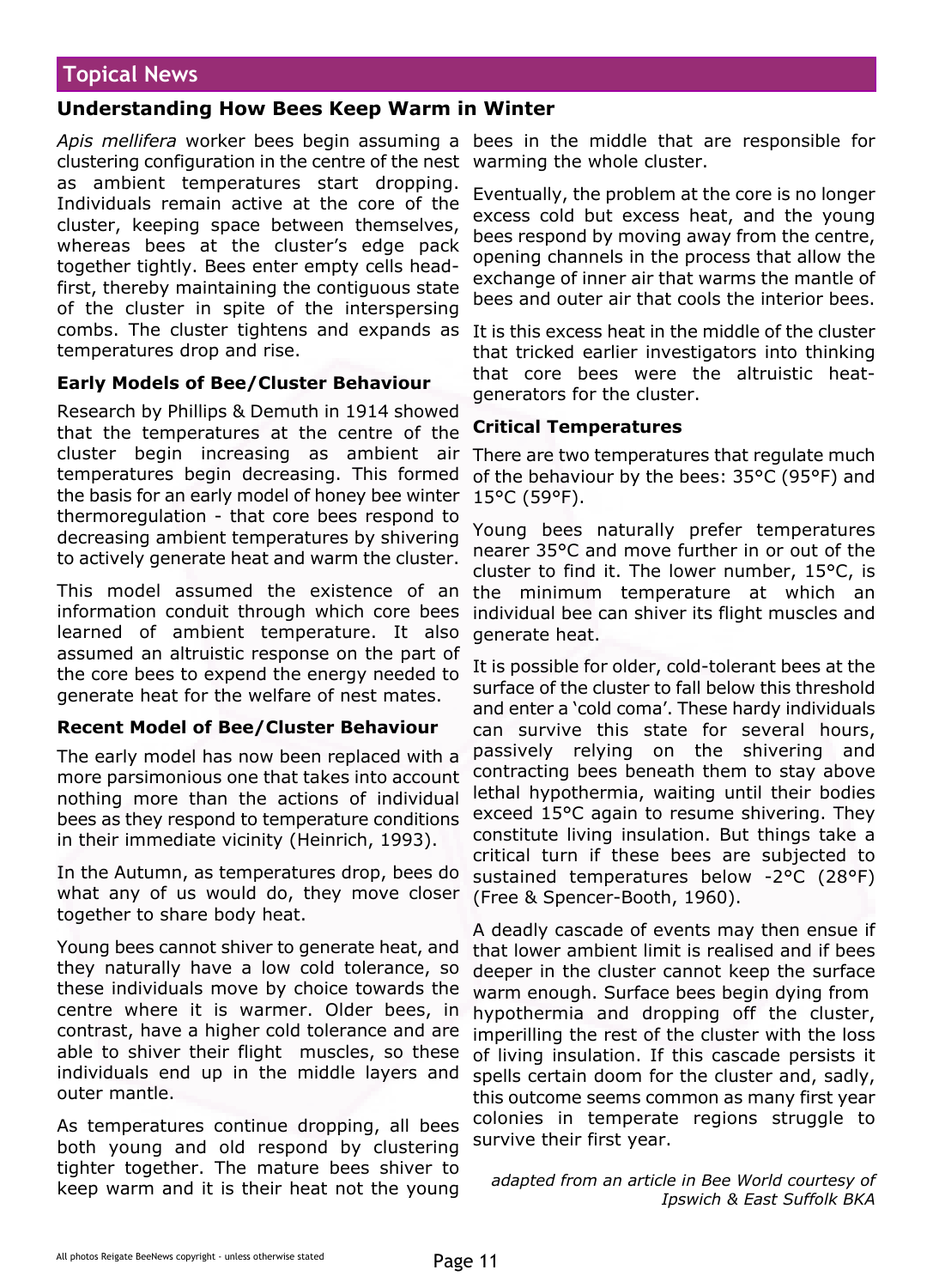## Topical News

### Understanding How Bees Keep Warm in Winter

*Apis mellifera* worker bees begin assuming a clustering configuration in the centre of the nest as ambient temperatures start dropping. Individuals remain active at the core of the cluster, keeping space between themselves, whereas bees at the cluster's edge pack together tightly. Bees enter empty cells head-first, thereby maintaining the contiguous state of the cluster in spite of the interspersing combs. The cluster tightens and expands as temperatures drop and rise.

#### Early Models of Bee/Cluster Behaviour

Research by Phillips & Demuth in 1914 showed that the temperatures at the centre of the cluster begin increasing as ambient air temperatures begin decreasing. This formed the basis for an early model of honey bee winter thermoregulation - that core bees respond to decreasing ambient temperatures by shivering to actively generate heat and warm the cluster.

This model assumed the existence of an information conduit through which core bees learned of ambient temperature. It also assumed an altruistic response on the part of the core bees to expend the energy needed to generate heat for the welfare of nest mates.

#### Recent Model of Bee/Cluster Behaviour

The early model has now been replaced with a more parsimonious one that takes into account nothing more than the actions of individual bees as they respond to temperature conditions in their immediate vicinity (Heinrich, 1993).

In the Autumn, as temperatures drop, bees do what any of us would do, they move closer together to share body heat.

Young bees cannot shiver to generate heat, and they naturally have a low cold tolerance, so these individuals move by choice towards the centre where it is warmer. Older bees, in contrast, have a higher cold tolerance and are able to shiver their flight muscles, so these individuals end up in the middle layers and outer mantle.

As temperatures continue dropping, all bees both young and old respond by clustering tighter together. The mature bees shiver to keep warm and it is their heat not the young bees in the middle that are responsible for warming the whole cluster.

Eventually, the problem at the core is no longer excess cold but excess heat, and the young bees respond by moving away from the centre, opening channels in the process that allow the exchange of inner air that warms the mantle of bees and outer air that cools the interior bees.

It is this excess heat in the middle of the cluster that tricked earlier investigators into thinking that core bees were the altruistic heat-generators for the cluster.

#### Critical Temperatures

There are two temperatures that regulate much of the behaviour by the bees: 35°C (95°F) and 15°C (59°F).

Young bees naturally prefer temperatures nearer 35°C and move further in or out of the cluster to find it. The lower number, 15°C, is the minimum temperature at which an individual bee can shiver its flight muscles and generate heat.

It is possible for older, cold-tolerant bees at the surface of the cluster to fall below this threshold and enter a 'cold coma'. These hardy individuals can survive this state for several hours, passively relying on the shivering and contracting bees beneath them to stay above lethal hypothermia, waiting until their bodies exceed 15°C again to resume shivering. They constitute living insulation. But things take a critical turn if these bees are subjected to sustained temperatures below -2°C (28°F) (Free & Spencer-Booth, 1960).

A deadly cascade of events may then ensue if that lower ambient limit is realised and if bees deeper in the cluster cannot keep the surface warm enough. Surface bees begin dying from hypothermia and dropping off the cluster, imperilling the rest of the cluster with the loss of living insulation. If this cascade persists it spells certain doom for the cluster and, sadly, this outcome seems common as many first year colonies in temperate regions struggle to survive their first year.

*adapted from an article in Bee World courtesy of Ipswich & East Suffolk BKA*

All photos Reigate BeeNews copyright - unless otherwise stated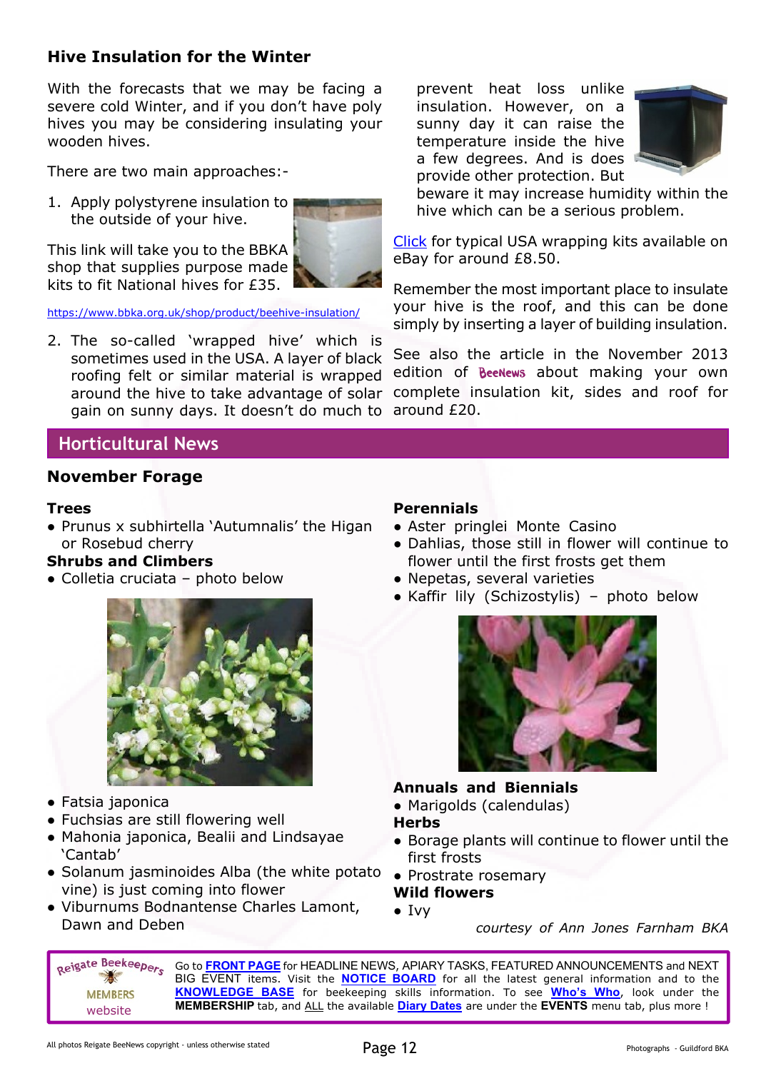## Hive Insulation for the Winter

With the forecasts that we may be facing a severe cold Winter, and if you don't have poly hives you may be considering insulating your wooden hives.

There are two main approaches:-

1. Apply polystyrene insulation to the outside of your hive.

   This link will take you to the BBKA shop that supplies purpose made kits to fit National hives for £35.

   https://www.bbka.org.uk/shop/product/beehive-insulation/

2. The so-called 'wrapped hive' which is sometimes used in the USA. A layer of black roofing felt or similar material is wrapped around the hive to take advantage of solar gain on sunny days. It doesn't do much to prevent heat loss unlike insulation. However, on a sunny day it can raise the temperature inside the hive a few degrees. And is does provide other protection. But beware it may increase humidity within the hive which can be a serious problem.

Click for typical USA wrapping kits available on eBay for around £8.50.

Remember the most important place to insulate your hive is the roof, and this can be done simply by inserting a layer of building insulation.

See also the article in the November 2013 edition of BeeNews about making your own complete insulation kit, sides and roof for around £20.

## Horticultural News

### November Forage

**Trees**
- Prunus x subhirtella 'Autumnalis' the Higan or Rosebud cherry

**Shrubs and Climbers**
- Colletia cruciata – photo below
- Fatsia japonica
- Fuchsias are still flowering well
- Mahonia japonica, Bealii and Lindsayae 'Cantab'
- Solanum jasminoides Alba (the white potato vine) is just coming into flower
- Viburnums Bodnantense Charles Lamont, Dawn and Deben

**Perennials**
- Aster pringlei Monte Casino
- Dahlias, those still in flower will continue to flower until the first frosts get them
- Nepetas, several varieties
- Kaffir lily (Schizostylis) – photo below

**Annuals and Biennials**
- Marigolds (calendulas)

**Herbs**
- Borage plants will continue to flower until the first frosts
- Prostrate rosemary

**Wild flowers**
- Ivy

*courtesy of Ann Jones Farnham BKA*

Reigate Beekeepers MEMBERS website

Go to **FRONT PAGE** for HEADLINE NEWS, APIARY TASKS, FEATURED ANNOUNCEMENTS and NEXT BIG EVENT items. Visit the **NOTICE BOARD** for all the latest general information and to the **KNOWLEDGE BASE** for beekeeping skills information. To see **Who's Who**, look under the **MEMBERSHIP** tab, and ALL the available **Diary Dates** are under the **EVENTS** menu tab, plus more !

All photos Reigate BeeNews copyright - unless otherwise stated

Photographs - Guildford BKA